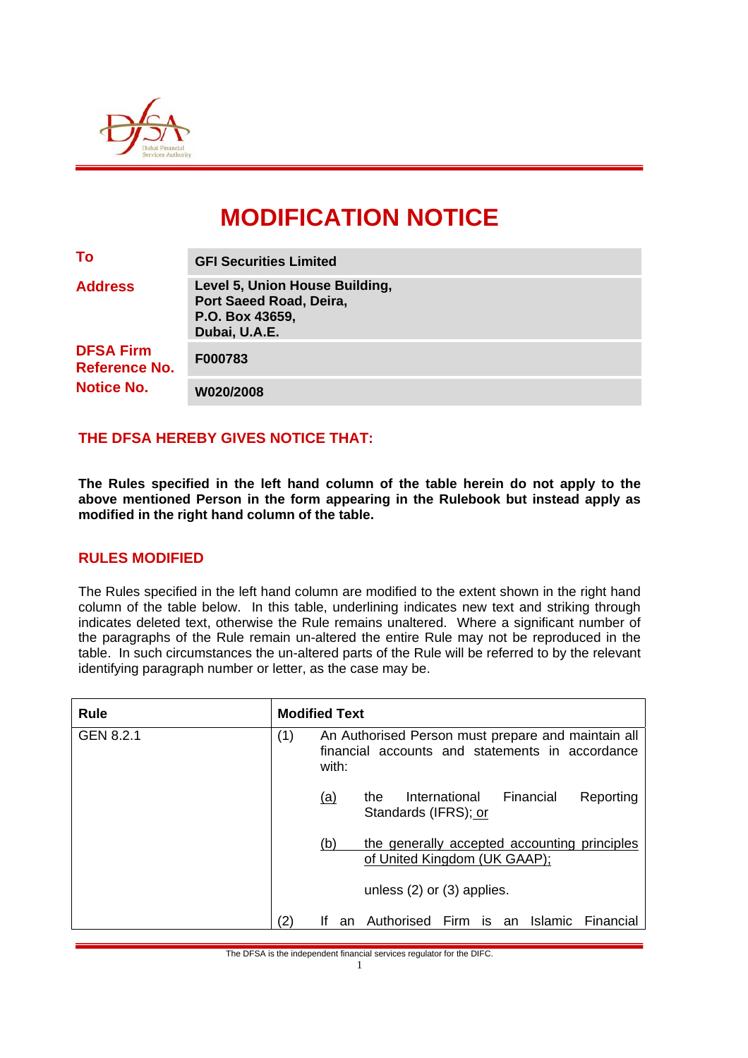# MODIFICATION NOTICE

| | |
|---|---|
| **To** | **GFI Securities Limited** |
| **Address** | **Level 5, Union House Building, Port Saeed Road, Deira, P.O. Box 43659, Dubai, U.A.E.** |
| **DFSA Firm Reference No.** | **F000783** |
| **Notice No.** | **W020/2008** |

## THE DFSA HEREBY GIVES NOTICE THAT:

**The Rules specified in the left hand column of the table herein do not apply to the above mentioned Person in the form appearing in the Rulebook but instead apply as modified in the right hand column of the table.**

## RULES MODIFIED

The Rules specified in the left hand column are modified to the extent shown in the right hand column of the table below. In this table, underlining indicates new text and striking through indicates deleted text, otherwise the Rule remains unaltered. Where a significant number of the paragraphs of the Rule remain un-altered the entire Rule may not be reproduced in the table. In such circumstances the un-altered parts of the Rule will be referred to by the relevant identifying paragraph number or letter, as the case may be.

| Rule | Modified Text |
|---|---|
| GEN 8.2.1 | (1) An Authorised Person must prepare and maintain all financial accounts and statements in accordance with:<br><br>(a) the International Financial Reporting Standards (IFRS); or<br><br>(b) the generally accepted accounting principles of United Kingdom (UK GAAP);<br><br>unless (2) or (3) applies.<br><br>(2) If an Authorised Firm is an Islamic Financial |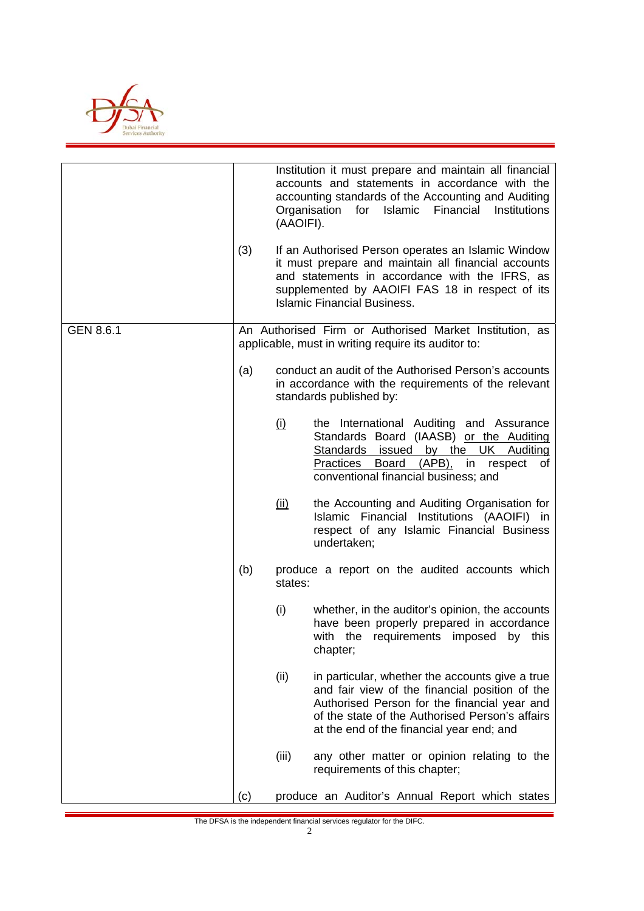| | |
|---|---|
| | Institution it must prepare and maintain all financial accounts and statements in accordance with the accounting standards of the Accounting and Auditing Organisation for Islamic Financial Institutions (AAOIFI).<br><br>(3) If an Authorised Person operates an Islamic Window it must prepare and maintain all financial accounts and statements in accordance with the IFRS, as supplemented by AAOIFI FAS 18 in respect of its Islamic Financial Business. |
| GEN 8.6.1 | An Authorised Firm or Authorised Market Institution, as applicable, must in writing require its auditor to:<br><br>(a) conduct an audit of the Authorised Person's accounts in accordance with the requirements of the relevant standards published by:<br><br>(i) the International Auditing and Assurance Standards Board (IAASB) or the Auditing Standards issued by the UK Auditing Practices Board (APB), in respect of conventional financial business; and<br><br>(ii) the Accounting and Auditing Organisation for Islamic Financial Institutions (AAOIFI) in respect of any Islamic Financial Business undertaken;<br><br>(b) produce a report on the audited accounts which states:<br><br>(i) whether, in the auditor's opinion, the accounts have been properly prepared in accordance with the requirements imposed by this chapter;<br><br>(ii) in particular, whether the accounts give a true and fair view of the financial position of the Authorised Person for the financial year and of the state of the Authorised Person's affairs at the end of the financial year end; and<br><br>(iii) any other matter or opinion relating to the requirements of this chapter;<br><br>(c) produce an Auditor's Annual Report which states |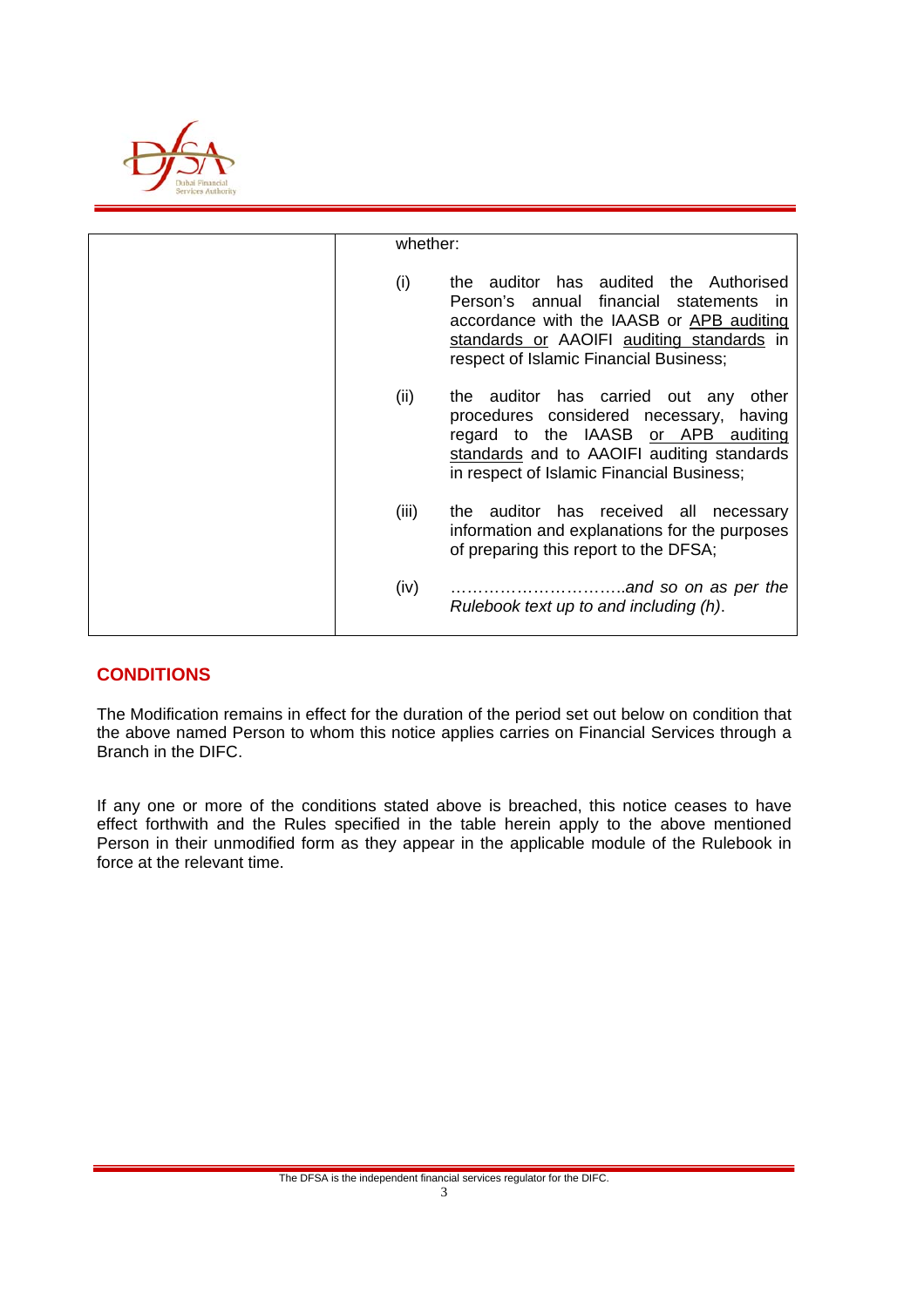| | |
|---|---|
| | whether:<br><br>(i) the auditor has audited the Authorised Person's annual financial statements in accordance with the IAASB or <u>APB auditing standards or</u> AAOIFI <u>auditing standards</u> in respect of Islamic Financial Business;<br><br>(ii) the auditor has carried out any other procedures considered necessary, having regard to the IAASB <u>or APB auditing standards</u> and to AAOIFI auditing standards in respect of Islamic Financial Business;<br><br>(iii) the auditor has received all necessary information and explanations for the purposes of preparing this report to the DFSA;<br><br>(iv) …………………………..*and so on as per the Rulebook text up to and including (h)*. |

## CONDITIONS

The Modification remains in effect for the duration of the period set out below on condition that the above named Person to whom this notice applies carries on Financial Services through a Branch in the DIFC.

If any one or more of the conditions stated above is breached, this notice ceases to have effect forthwith and the Rules specified in the table herein apply to the above mentioned Person in their unmodified form as they appear in the applicable module of the Rulebook in force at the relevant time.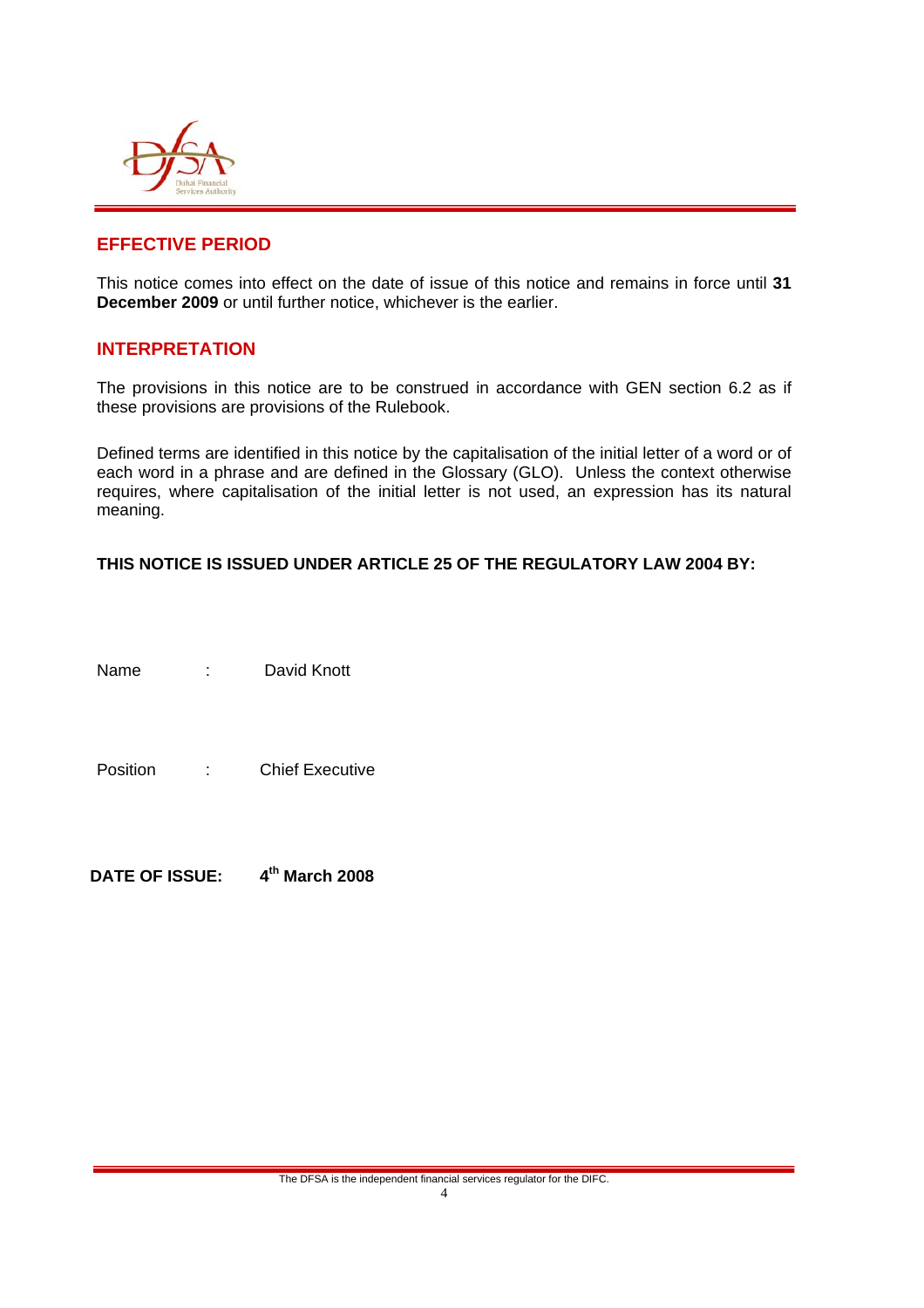## EFFECTIVE PERIOD

This notice comes into effect on the date of issue of this notice and remains in force until **31 December 2009** or until further notice, whichever is the earlier.

## INTERPRETATION

The provisions in this notice are to be construed in accordance with GEN section 6.2 as if these provisions are provisions of the Rulebook.

Defined terms are identified in this notice by the capitalisation of the initial letter of a word or of each word in a phrase and are defined in the Glossary (GLO). Unless the context otherwise requires, where capitalisation of the initial letter is not used, an expression has its natural meaning.

**THIS NOTICE IS ISSUED UNDER ARTICLE 25 OF THE REGULATORY LAW 2004 BY:**

Name : David Knott

Position : Chief Executive

**DATE OF ISSUE: 4th March 2008**

The DFSA is the independent financial services regulator for the DIFC.